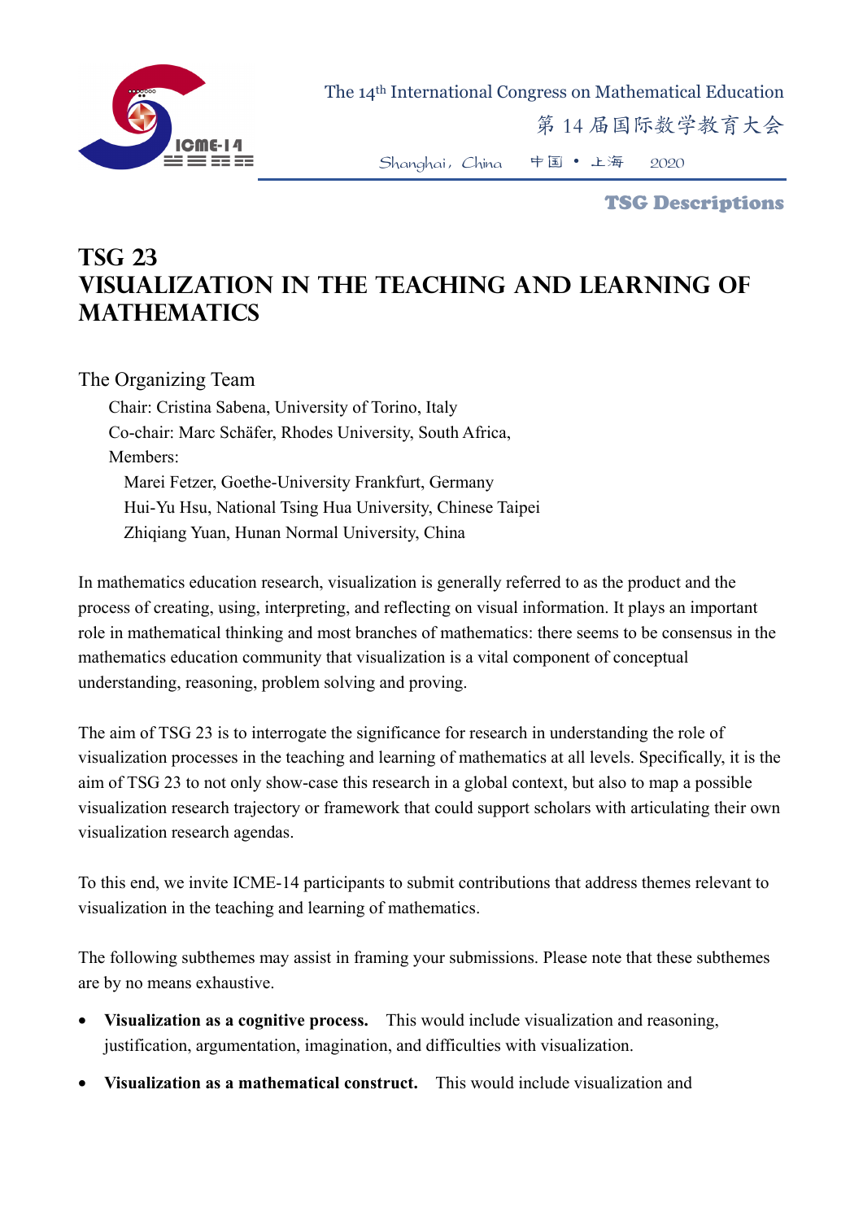# TSG 23
# VISUALIZATION IN THE TEACHING AND LEARNING OF MATHEMATICS

The Organizing Team

Chair: Cristina Sabena, University of Torino, Italy

Co-chair: Marc Schäfer, Rhodes University, South Africa,

Members:

Marei Fetzer, Goethe-University Frankfurt, Germany

Hui-Yu Hsu, National Tsing Hua University, Chinese Taipei

Zhiqiang Yuan, Hunan Normal University, China

In mathematics education research, visualization is generally referred to as the product and the process of creating, using, interpreting, and reflecting on visual information. It plays an important role in mathematical thinking and most branches of mathematics: there seems to be consensus in the mathematics education community that visualization is a vital component of conceptual understanding, reasoning, problem solving and proving.

The aim of TSG 23 is to interrogate the significance for research in understanding the role of visualization processes in the teaching and learning of mathematics at all levels. Specifically, it is the aim of TSG 23 to not only show-case this research in a global context, but also to map a possible visualization research trajectory or framework that could support scholars with articulating their own visualization research agendas.

To this end, we invite ICME-14 participants to submit contributions that address themes relevant to visualization in the teaching and learning of mathematics.

The following subthemes may assist in framing your submissions. Please note that these subthemes are by no means exhaustive.

- **Visualization as a cognitive process.** This would include visualization and reasoning, justification, argumentation, imagination, and difficulties with visualization.
- **Visualization as a mathematical construct.** This would include visualization and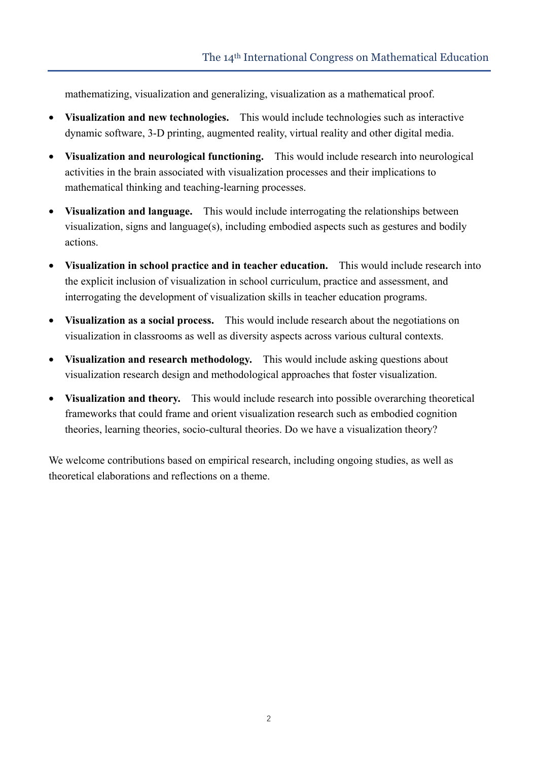mathematizing, visualization and generalizing, visualization as a mathematical proof.

- **Visualization and new technologies.** This would include technologies such as interactive dynamic software, 3-D printing, augmented reality, virtual reality and other digital media.
- **Visualization and neurological functioning.** This would include research into neurological activities in the brain associated with visualization processes and their implications to mathematical thinking and teaching-learning processes.
- **Visualization and language.** This would include interrogating the relationships between visualization, signs and language(s), including embodied aspects such as gestures and bodily actions.
- **Visualization in school practice and in teacher education.** This would include research into the explicit inclusion of visualization in school curriculum, practice and assessment, and interrogating the development of visualization skills in teacher education programs.
- **Visualization as a social process.** This would include research about the negotiations on visualization in classrooms as well as diversity aspects across various cultural contexts.
- **Visualization and research methodology.** This would include asking questions about visualization research design and methodological approaches that foster visualization.
- **Visualization and theory.** This would include research into possible overarching theoretical frameworks that could frame and orient visualization research such as embodied cognition theories, learning theories, socio-cultural theories. Do we have a visualization theory?

We welcome contributions based on empirical research, including ongoing studies, as well as theoretical elaborations and reflections on a theme.